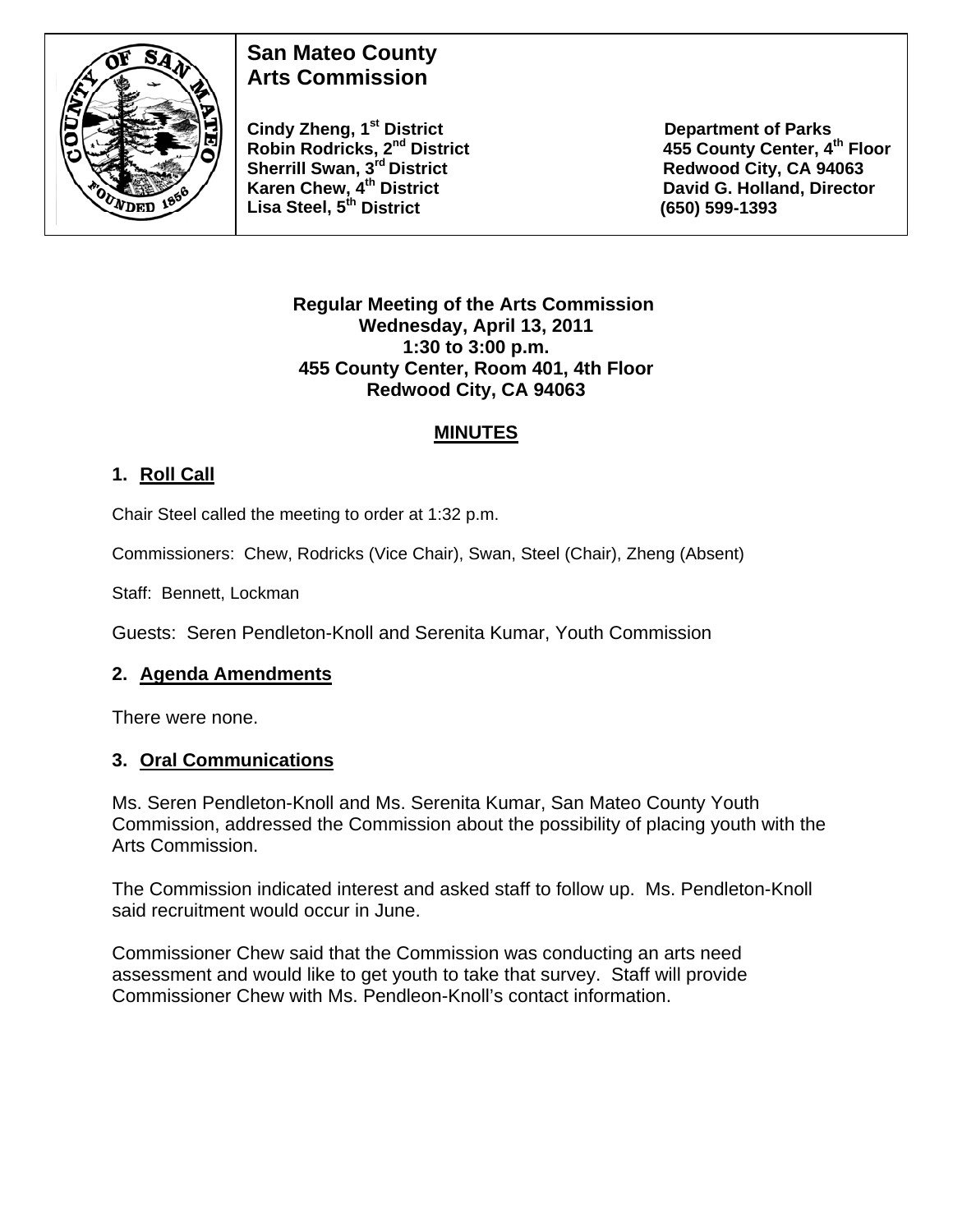# San Mateo County Arts Commission

**Cindy Zheng, 1st District**
**Robin Rodricks, 2nd District**
**Sherrill Swan, 3rd District**
**Karen Chew, 4th District**
**Lisa Steel, 5th District**

**Department of Parks**
**455 County Center, 4th Floor**
**Redwood City, CA 94063**
**David G. Holland, Director**
**(650) 599-1393**

**Regular Meeting of the Arts Commission**
**Wednesday, April 13, 2011**
**1:30 to 3:00 p.m.**
**455 County Center, Room 401, 4th Floor**
**Redwood City, CA 94063**

## MINUTES

### 1. Roll Call

Chair Steel called the meeting to order at 1:32 p.m.

Commissioners: Chew, Rodricks (Vice Chair), Swan, Steel (Chair), Zheng (Absent)

Staff: Bennett, Lockman

Guests: Seren Pendleton-Knoll and Serenita Kumar, Youth Commission

### 2. Agenda Amendments

There were none.

### 3. Oral Communications

Ms. Seren Pendleton-Knoll and Ms. Serenita Kumar, San Mateo County Youth Commission, addressed the Commission about the possibility of placing youth with the Arts Commission.

The Commission indicated interest and asked staff to follow up. Ms. Pendleton-Knoll said recruitment would occur in June.

Commissioner Chew said that the Commission was conducting an arts need assessment and would like to get youth to take that survey. Staff will provide Commissioner Chew with Ms. Pendleon-Knoll's contact information.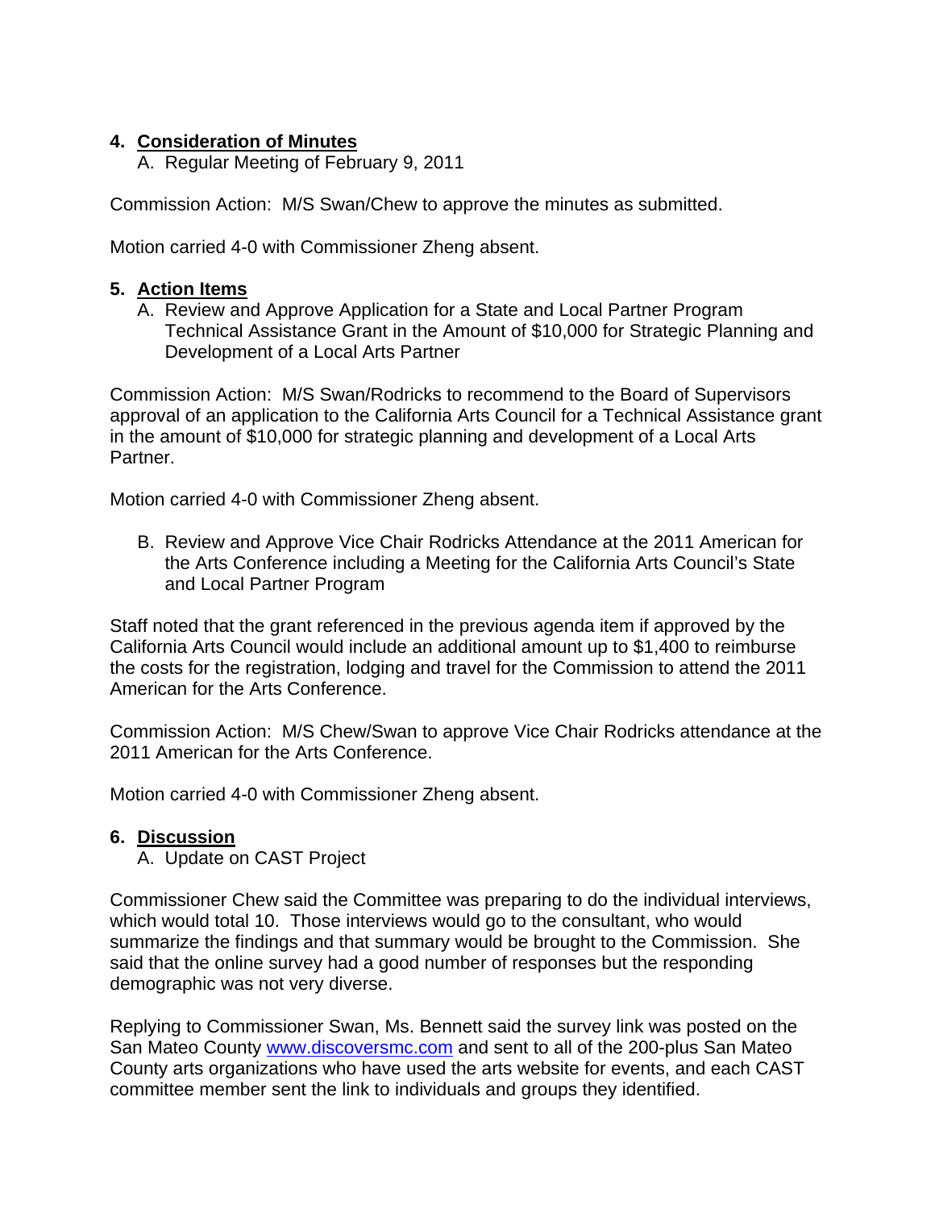## 4. Consideration of Minutes

A. Regular Meeting of February 9, 2011

Commission Action: M/S Swan/Chew to approve the minutes as submitted.

Motion carried 4-0 with Commissioner Zheng absent.

## 5. Action Items

A. Review and Approve Application for a State and Local Partner Program Technical Assistance Grant in the Amount of $10,000 for Strategic Planning and Development of a Local Arts Partner

Commission Action: M/S Swan/Rodricks to recommend to the Board of Supervisors approval of an application to the California Arts Council for a Technical Assistance grant in the amount of $10,000 for strategic planning and development of a Local Arts Partner.

Motion carried 4-0 with Commissioner Zheng absent.

B. Review and Approve Vice Chair Rodricks Attendance at the 2011 American for the Arts Conference including a Meeting for the California Arts Council's State and Local Partner Program

Staff noted that the grant referenced in the previous agenda item if approved by the California Arts Council would include an additional amount up to $1,400 to reimburse the costs for the registration, lodging and travel for the Commission to attend the 2011 American for the Arts Conference.

Commission Action: M/S Chew/Swan to approve Vice Chair Rodricks attendance at the 2011 American for the Arts Conference.

Motion carried 4-0 with Commissioner Zheng absent.

## 6. Discussion

A. Update on CAST Project

Commissioner Chew said the Committee was preparing to do the individual interviews, which would total 10. Those interviews would go to the consultant, who would summarize the findings and that summary would be brought to the Commission. She said that the online survey had a good number of responses but the responding demographic was not very diverse.

Replying to Commissioner Swan, Ms. Bennett said the survey link was posted on the San Mateo County [www.discoversmc.com](http://www.discoversmc.com) and sent to all of the 200-plus San Mateo County arts organizations who have used the arts website for events, and each CAST committee member sent the link to individuals and groups they identified.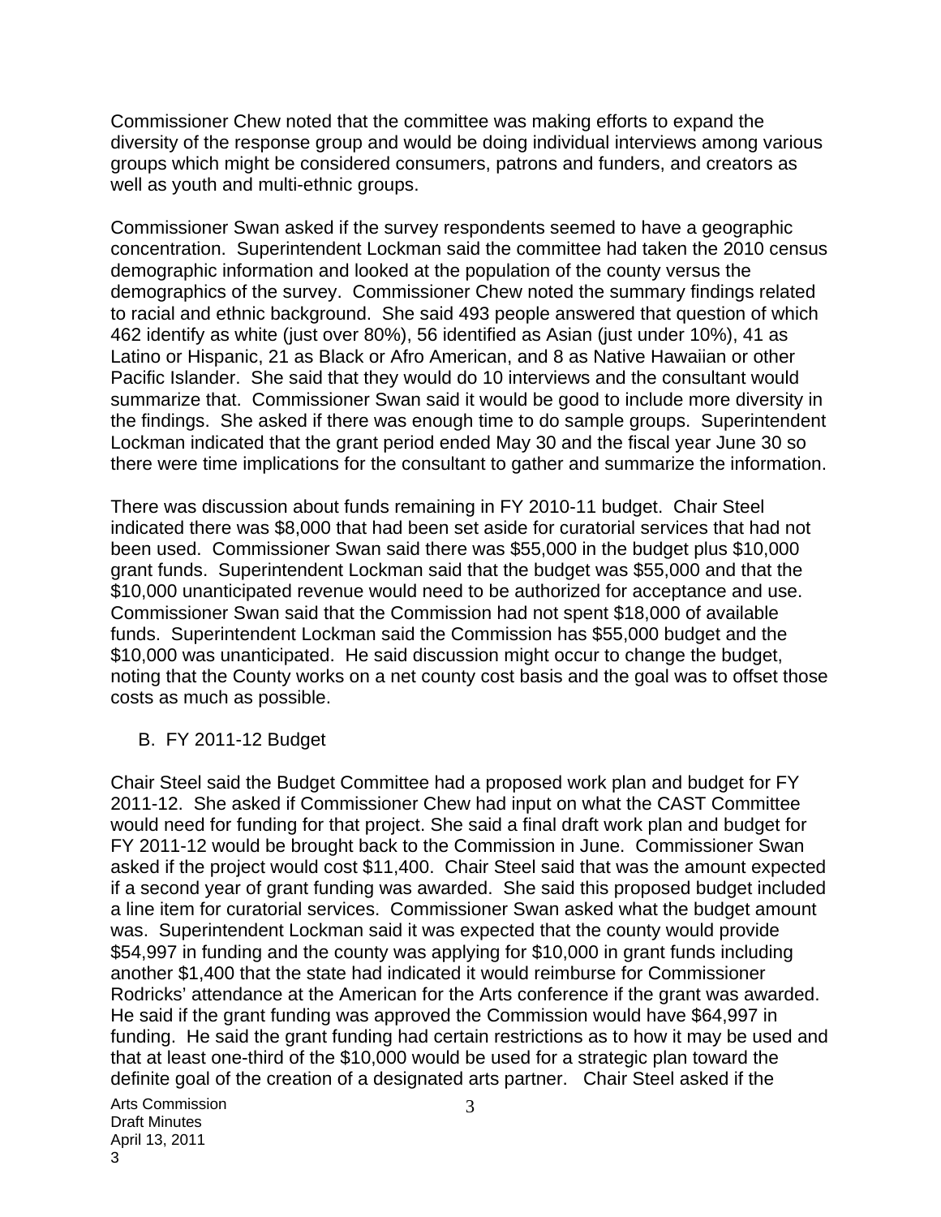Commissioner Chew noted that the committee was making efforts to expand the diversity of the response group and would be doing individual interviews among various groups which might be considered consumers, patrons and funders, and creators as well as youth and multi-ethnic groups.

Commissioner Swan asked if the survey respondents seemed to have a geographic concentration. Superintendent Lockman said the committee had taken the 2010 census demographic information and looked at the population of the county versus the demographics of the survey. Commissioner Chew noted the summary findings related to racial and ethnic background. She said 493 people answered that question of which 462 identify as white (just over 80%), 56 identified as Asian (just under 10%), 41 as Latino or Hispanic, 21 as Black or Afro American, and 8 as Native Hawaiian or other Pacific Islander. She said that they would do 10 interviews and the consultant would summarize that. Commissioner Swan said it would be good to include more diversity in the findings. She asked if there was enough time to do sample groups. Superintendent Lockman indicated that the grant period ended May 30 and the fiscal year June 30 so there were time implications for the consultant to gather and summarize the information.

There was discussion about funds remaining in FY 2010-11 budget. Chair Steel indicated there was $8,000 that had been set aside for curatorial services that had not been used. Commissioner Swan said there was $55,000 in the budget plus $10,000 grant funds. Superintendent Lockman said that the budget was $55,000 and that the $10,000 unanticipated revenue would need to be authorized for acceptance and use. Commissioner Swan said that the Commission had not spent $18,000 of available funds. Superintendent Lockman said the Commission has $55,000 budget and the $10,000 was unanticipated. He said discussion might occur to change the budget, noting that the County works on a net county cost basis and the goal was to offset those costs as much as possible.

B. FY 2011-12 Budget

Chair Steel said the Budget Committee had a proposed work plan and budget for FY 2011-12. She asked if Commissioner Chew had input on what the CAST Committee would need for funding for that project. She said a final draft work plan and budget for FY 2011-12 would be brought back to the Commission in June. Commissioner Swan asked if the project would cost $11,400. Chair Steel said that was the amount expected if a second year of grant funding was awarded. She said this proposed budget included a line item for curatorial services. Commissioner Swan asked what the budget amount was. Superintendent Lockman said it was expected that the county would provide $54,997 in funding and the county was applying for $10,000 in grant funds including another $1,400 that the state had indicated it would reimburse for Commissioner Rodricks' attendance at the American for the Arts conference if the grant was awarded. He said if the grant funding was approved the Commission would have $64,997 in funding. He said the grant funding had certain restrictions as to how it may be used and that at least one-third of the $10,000 would be used for a strategic plan toward the definite goal of the creation of a designated arts partner. Chair Steel asked if the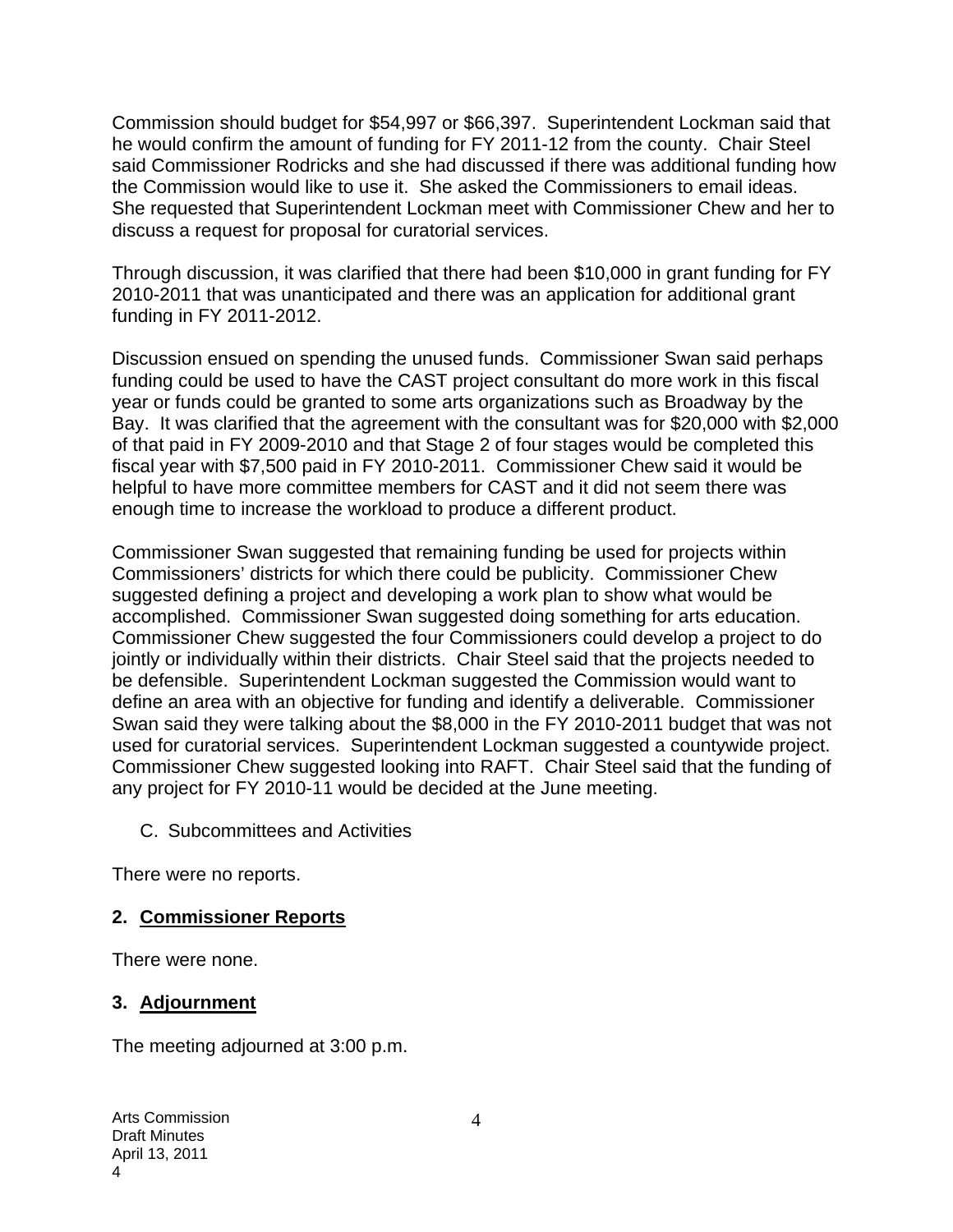Commission should budget for $54,997 or $66,397. Superintendent Lockman said that he would confirm the amount of funding for FY 2011-12 from the county. Chair Steel said Commissioner Rodricks and she had discussed if there was additional funding how the Commission would like to use it. She asked the Commissioners to email ideas. She requested that Superintendent Lockman meet with Commissioner Chew and her to discuss a request for proposal for curatorial services.

Through discussion, it was clarified that there had been $10,000 in grant funding for FY 2010-2011 that was unanticipated and there was an application for additional grant funding in FY 2011-2012.

Discussion ensued on spending the unused funds. Commissioner Swan said perhaps funding could be used to have the CAST project consultant do more work in this fiscal year or funds could be granted to some arts organizations such as Broadway by the Bay. It was clarified that the agreement with the consultant was for $20,000 with $2,000 of that paid in FY 2009-2010 and that Stage 2 of four stages would be completed this fiscal year with $7,500 paid in FY 2010-2011. Commissioner Chew said it would be helpful to have more committee members for CAST and it did not seem there was enough time to increase the workload to produce a different product.

Commissioner Swan suggested that remaining funding be used for projects within Commissioners' districts for which there could be publicity. Commissioner Chew suggested defining a project and developing a work plan to show what would be accomplished. Commissioner Swan suggested doing something for arts education. Commissioner Chew suggested the four Commissioners could develop a project to do jointly or individually within their districts. Chair Steel said that the projects needed to be defensible. Superintendent Lockman suggested the Commission would want to define an area with an objective for funding and identify a deliverable. Commissioner Swan said they were talking about the $8,000 in the FY 2010-2011 budget that was not used for curatorial services. Superintendent Lockman suggested a countywide project. Commissioner Chew suggested looking into RAFT. Chair Steel said that the funding of any project for FY 2010-11 would be decided at the June meeting.

C. Subcommittees and Activities

There were no reports.

## 2. Commissioner Reports

There were none.

## 3. Adjournment

The meeting adjourned at 3:00 p.m.